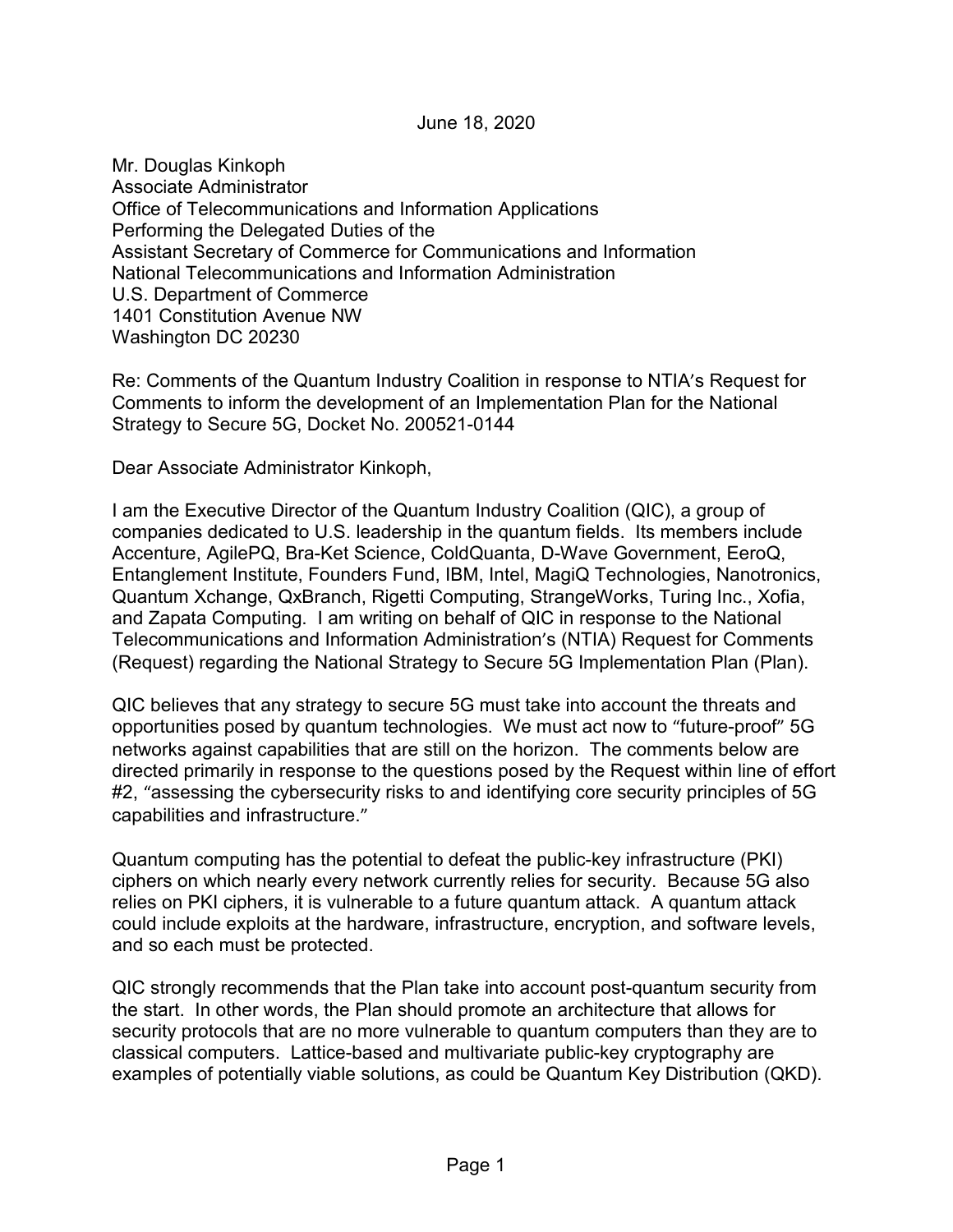June 18, 2020

Mr. Douglas Kinkoph
Associate Administrator
Office of Telecommunications and Information Applications
Performing the Delegated Duties of the
Assistant Secretary of Commerce for Communications and Information
National Telecommunications and Information Administration
U.S. Department of Commerce
1401 Constitution Avenue NW
Washington DC 20230

Re: Comments of the Quantum Industry Coalition in response to NTIA's Request for Comments to inform the development of an Implementation Plan for the National Strategy to Secure 5G, Docket No. 200521-0144

Dear Associate Administrator Kinkoph,

I am the Executive Director of the Quantum Industry Coalition (QIC), a group of companies dedicated to U.S. leadership in the quantum fields. Its members include Accenture, AgilePQ, Bra-Ket Science, ColdQuanta, D-Wave Government, EeroQ, Entanglement Institute, Founders Fund, IBM, Intel, MagiQ Technologies, Nanotronics, Quantum Xchange, QxBranch, Rigetti Computing, StrangeWorks, Turing Inc., Xofia, and Zapata Computing. I am writing on behalf of QIC in response to the National Telecommunications and Information Administration's (NTIA) Request for Comments (Request) regarding the National Strategy to Secure 5G Implementation Plan (Plan).

QIC believes that any strategy to secure 5G must take into account the threats and opportunities posed by quantum technologies. We must act now to "future-proof" 5G networks against capabilities that are still on the horizon. The comments below are directed primarily in response to the questions posed by the Request within line of effort #2, "assessing the cybersecurity risks to and identifying core security principles of 5G capabilities and infrastructure."

Quantum computing has the potential to defeat the public-key infrastructure (PKI) ciphers on which nearly every network currently relies for security. Because 5G also relies on PKI ciphers, it is vulnerable to a future quantum attack. A quantum attack could include exploits at the hardware, infrastructure, encryption, and software levels, and so each must be protected.

QIC strongly recommends that the Plan take into account post-quantum security from the start. In other words, the Plan should promote an architecture that allows for security protocols that are no more vulnerable to quantum computers than they are to classical computers. Lattice-based and multivariate public-key cryptography are examples of potentially viable solutions, as could be Quantum Key Distribution (QKD).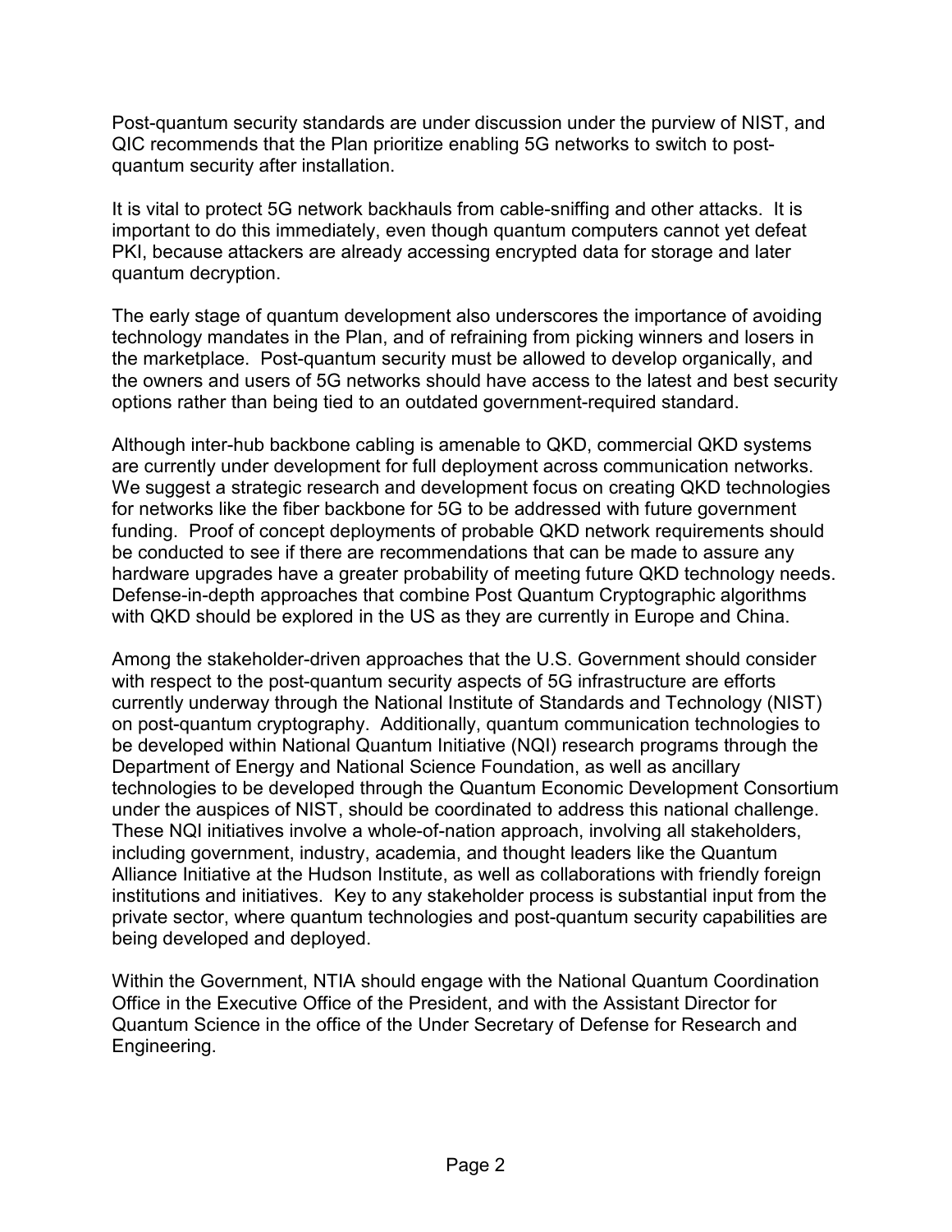Post-quantum security standards are under discussion under the purview of NIST, and QIC recommends that the Plan prioritize enabling 5G networks to switch to post-quantum security after installation.

It is vital to protect 5G network backhauls from cable-sniffing and other attacks. It is important to do this immediately, even though quantum computers cannot yet defeat PKI, because attackers are already accessing encrypted data for storage and later quantum decryption.

The early stage of quantum development also underscores the importance of avoiding technology mandates in the Plan, and of refraining from picking winners and losers in the marketplace. Post-quantum security must be allowed to develop organically, and the owners and users of 5G networks should have access to the latest and best security options rather than being tied to an outdated government-required standard.

Although inter-hub backbone cabling is amenable to QKD, commercial QKD systems are currently under development for full deployment across communication networks. We suggest a strategic research and development focus on creating QKD technologies for networks like the fiber backbone for 5G to be addressed with future government funding. Proof of concept deployments of probable QKD network requirements should be conducted to see if there are recommendations that can be made to assure any hardware upgrades have a greater probability of meeting future QKD technology needs. Defense-in-depth approaches that combine Post Quantum Cryptographic algorithms with QKD should be explored in the US as they are currently in Europe and China.

Among the stakeholder-driven approaches that the U.S. Government should consider with respect to the post-quantum security aspects of 5G infrastructure are efforts currently underway through the National Institute of Standards and Technology (NIST) on post-quantum cryptography. Additionally, quantum communication technologies to be developed within National Quantum Initiative (NQI) research programs through the Department of Energy and National Science Foundation, as well as ancillary technologies to be developed through the Quantum Economic Development Consortium under the auspices of NIST, should be coordinated to address this national challenge. These NQI initiatives involve a whole-of-nation approach, involving all stakeholders, including government, industry, academia, and thought leaders like the Quantum Alliance Initiative at the Hudson Institute, as well as collaborations with friendly foreign institutions and initiatives. Key to any stakeholder process is substantial input from the private sector, where quantum technologies and post-quantum security capabilities are being developed and deployed.

Within the Government, NTIA should engage with the National Quantum Coordination Office in the Executive Office of the President, and with the Assistant Director for Quantum Science in the office of the Under Secretary of Defense for Research and Engineering.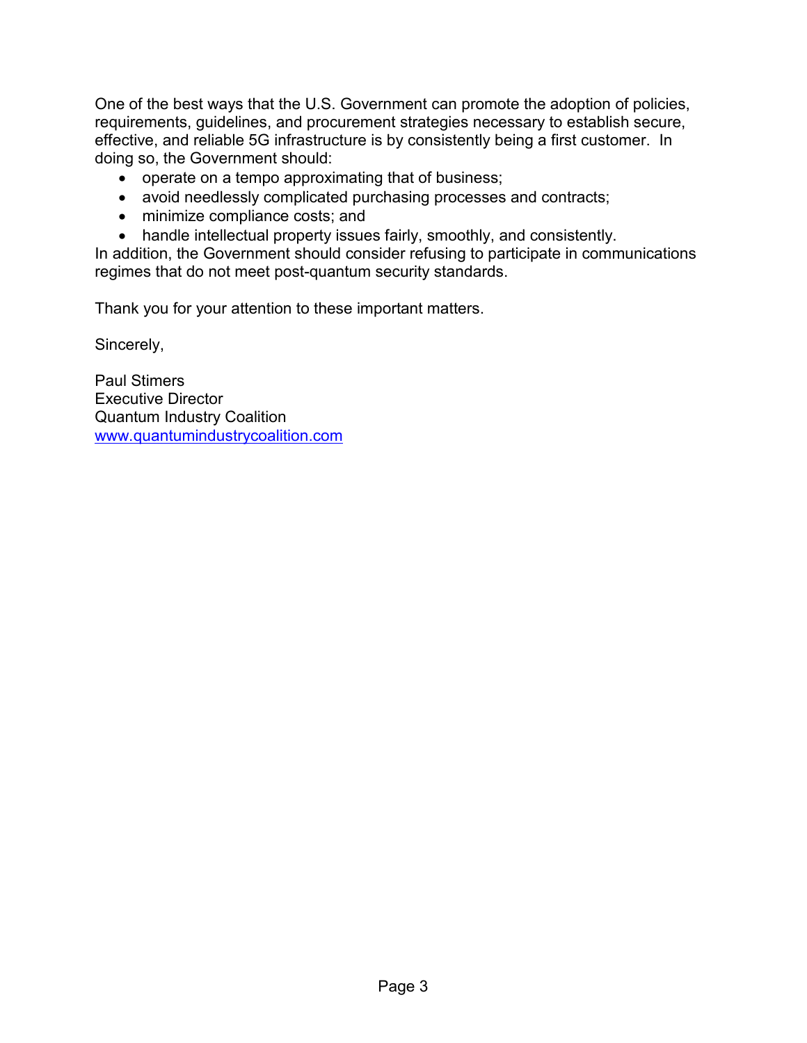One of the best ways that the U.S. Government can promote the adoption of policies, requirements, guidelines, and procurement strategies necessary to establish secure, effective, and reliable 5G infrastructure is by consistently being a first customer. In doing so, the Government should:

- operate on a tempo approximating that of business;
- avoid needlessly complicated purchasing processes and contracts;
- minimize compliance costs; and
- handle intellectual property issues fairly, smoothly, and consistently.

In addition, the Government should consider refusing to participate in communications regimes that do not meet post-quantum security standards.

Thank you for your attention to these important matters.

Sincerely,

Paul Stimers
Executive Director
Quantum Industry Coalition
[www.quantumindustrycoalition.com](http://www.quantumindustrycoalition.com)